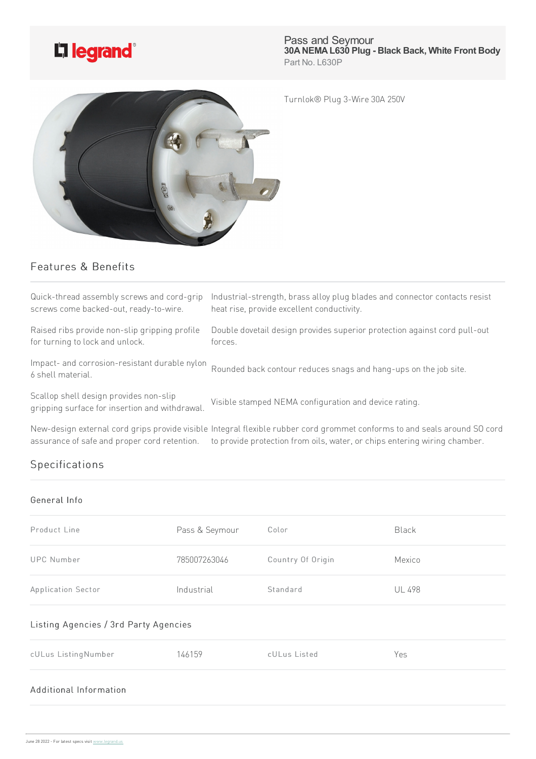Pass and Seymour
**30A NEMA L630 Plug - Black Back, White Front Body**
Part No. L630P

Turnlok® Plug 3-Wire 30A 250V

## Features & Benefits

| | |
|---|---|
| Quick-thread assembly screws and cord-grip screws come backed-out, ready-to-wire. | Industrial-strength, brass alloy plug blades and connector contacts resist heat rise, provide excellent conductivity. |
| Raised ribs provide non-slip gripping profile for turning to lock and unlock. | Double dovetail design provides superior protection against cord pull-out forces. |
| Impact- and corrosion-resistant durable nylon 6 shell material. | Rounded back contour reduces snags and hang-ups on the job site. |
| Scallop shell design provides non-slip gripping surface for insertion and withdrawal. | Visible stamped NEMA configuration and device rating. |
| New-design external cord grips provide visible assurance of safe and proper cord retention. | Integral flexible rubber cord grommet conforms to and seals around SO cord to provide protection from oils, water, or chips entering wiring chamber. |

## Specifications

### General Info

| | | | |
|---|---|---|---|
| Product Line | Pass & Seymour | Color | Black |
| UPC Number | 785007263046 | Country Of Origin | Mexico |
| Application Sector | Industrial | Standard | UL 498 |

### Listing Agencies / 3rd Party Agencies

| | | | |
|---|---|---|---|
| cULus ListingNumber | 146159 | cULus Listed | Yes |

### Additional Information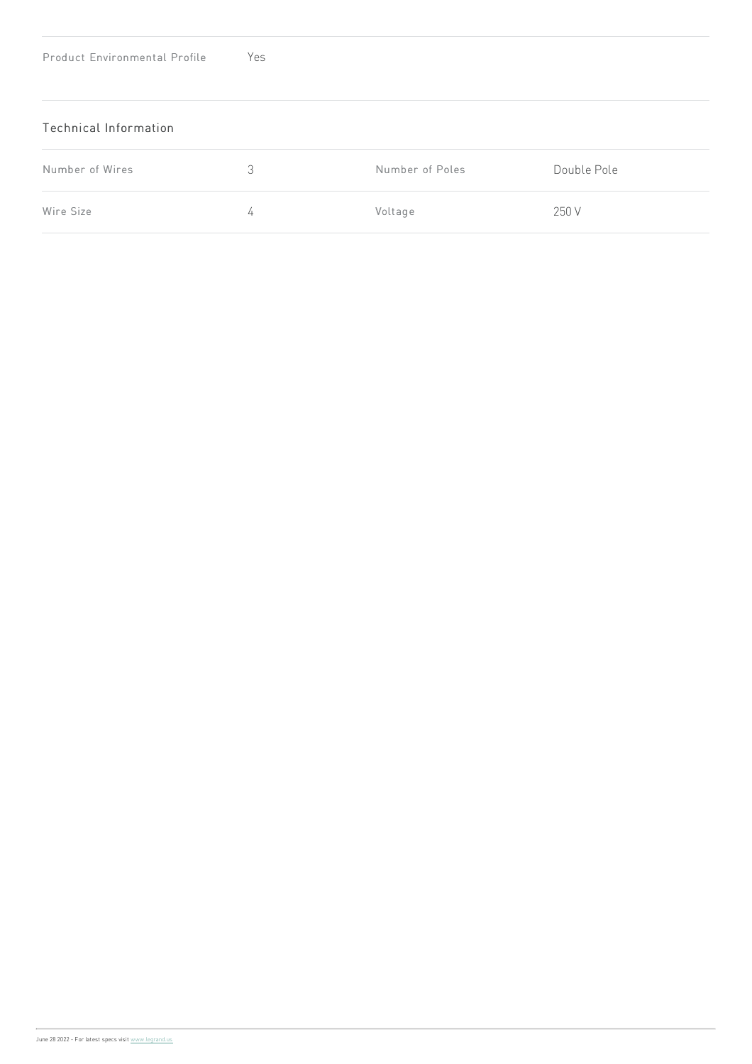| | |
|---|---|
| Product Environmental Profile | Yes |

## Technical Information

| | | | |
|---|---|---|---|
| Number of Wires | 3 | Number of Poles | Double Pole |
| Wire Size | 4 | Voltage | 250 V |